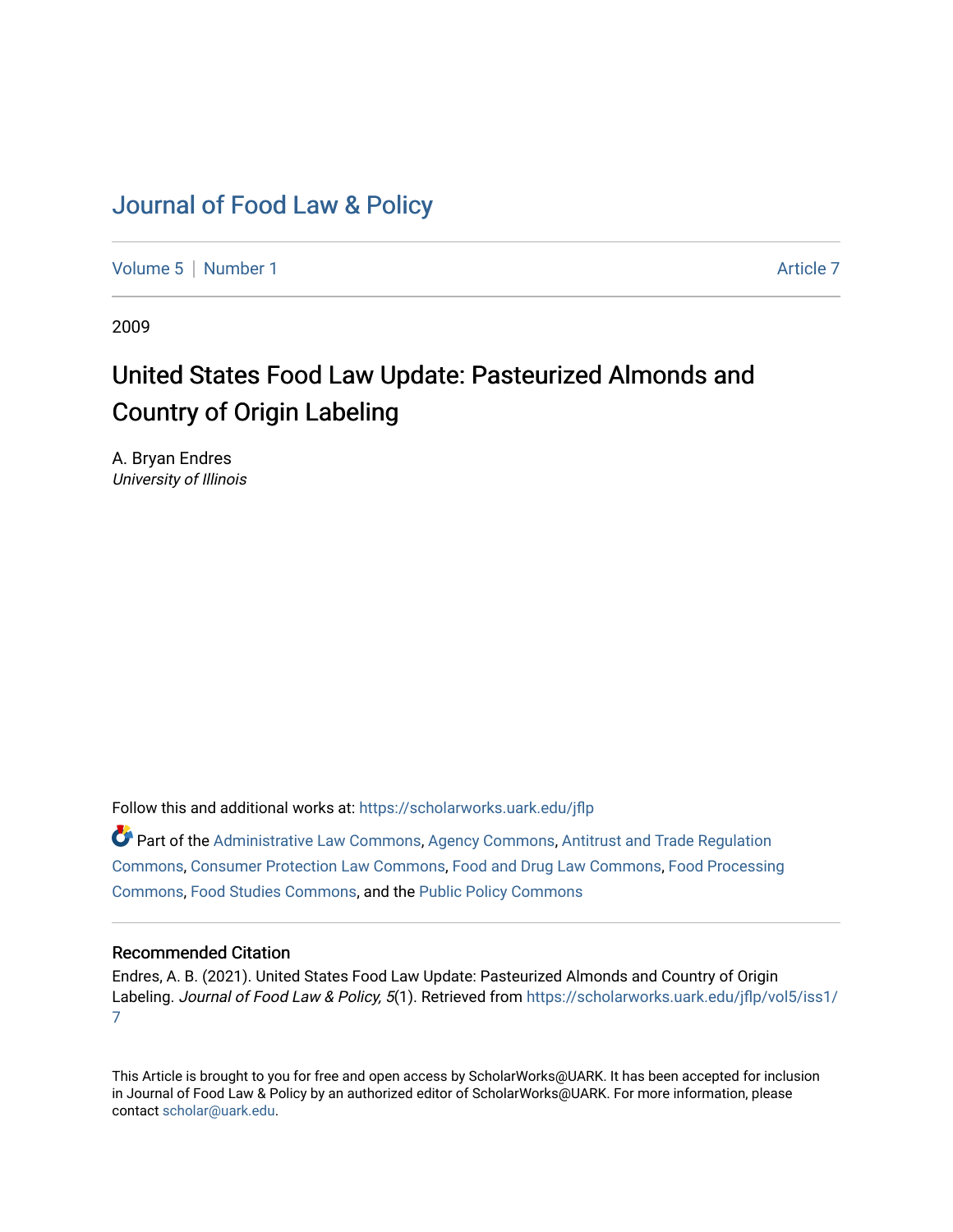# Journal of Food Law & Policy

Volume 5 | Number 1 Article 7

2009

## United States Food Law Update: Pasteurized Almonds and Country of Origin Labeling

A. Bryan Endres
*University of Illinois*

Follow this and additional works at: https://scholarworks.uark.edu/jflp

Part of the Administrative Law Commons, Agency Commons, Antitrust and Trade Regulation Commons, Consumer Protection Law Commons, Food and Drug Law Commons, Food Processing Commons, Food Studies Commons, and the Public Policy Commons

### Recommended Citation

Endres, A. B. (2021). United States Food Law Update: Pasteurized Almonds and Country of Origin Labeling. *Journal of Food Law & Policy, 5*(1). Retrieved from https://scholarworks.uark.edu/jflp/vol5/iss1/7

This Article is brought to you for free and open access by ScholarWorks@UARK. It has been accepted for inclusion in Journal of Food Law & Policy by an authorized editor of ScholarWorks@UARK. For more information, please contact scholar@uark.edu.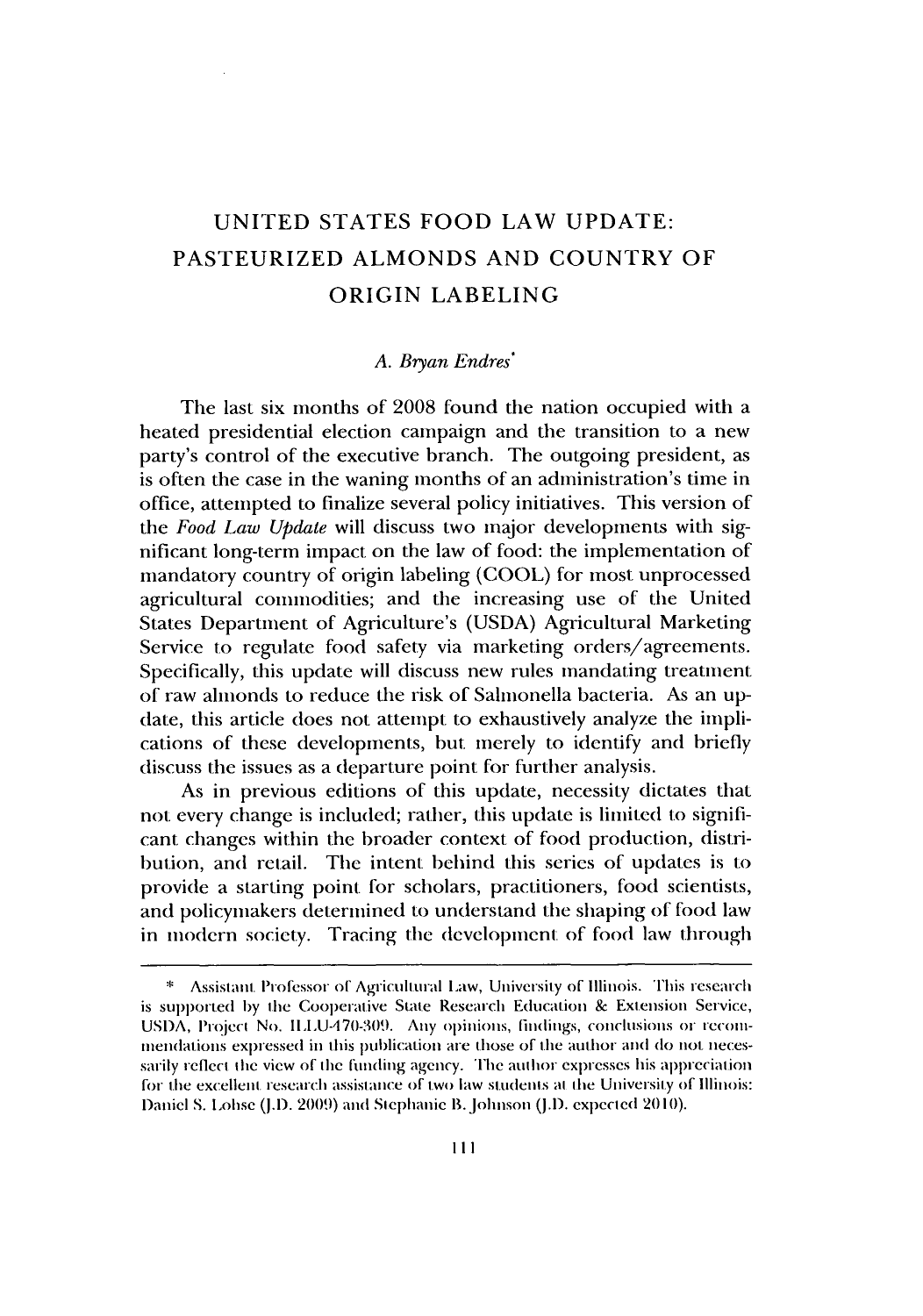# UNITED STATES FOOD LAW UPDATE: PASTEURIZED ALMONDS AND COUNTRY OF ORIGIN LABELING

*A. Bryan Endres*\*

The last six months of 2008 found the nation occupied with a heated presidential election campaign and the transition to a new party's control of the executive branch. The outgoing president, as is often the case in the waning months of an administration's time in office, attempted to finalize several policy initiatives. This version of the *Food Law Update* will discuss two major developments with significant long-term impact on the law of food: the implementation of mandatory country of origin labeling (COOL) for most unprocessed agricultural commodities; and the increasing use of the United States Department of Agriculture's (USDA) Agricultural Marketing Service to regulate food safety via marketing orders/agreements. Specifically, this update will discuss new rules mandating treatment of raw almonds to reduce the risk of Salmonella bacteria. As an update, this article does not attempt to exhaustively analyze the implications of these developments, but merely to identify and briefly discuss the issues as a departure point for further analysis.

As in previous editions of this update, necessity dictates that not every change is included; rather, this update is limited to significant changes within the broader context of food production, distribution, and retail. The intent behind this series of updates is to provide a starting point for scholars, practitioners, food scientists, and policymakers determined to understand the shaping of food law in modern society. Tracing the development of food law through

---

\* Assistant Professor of Agricultural Law, University of Illinois. This research is supported by the Cooperative State Research Education & Extension Service, USDA, Project No. ILLU-470-309. Any opinions, findings, conclusions or recommendations expressed in this publication are those of the author and do not necessarily reflect the view of the funding agency. The author expresses his appreciation for the excellent research assistance of two law students at the University of Illinois: Daniel S. Lohse (J.D. 2009) and Stephanie B. Johnson (J.D. expected 2010).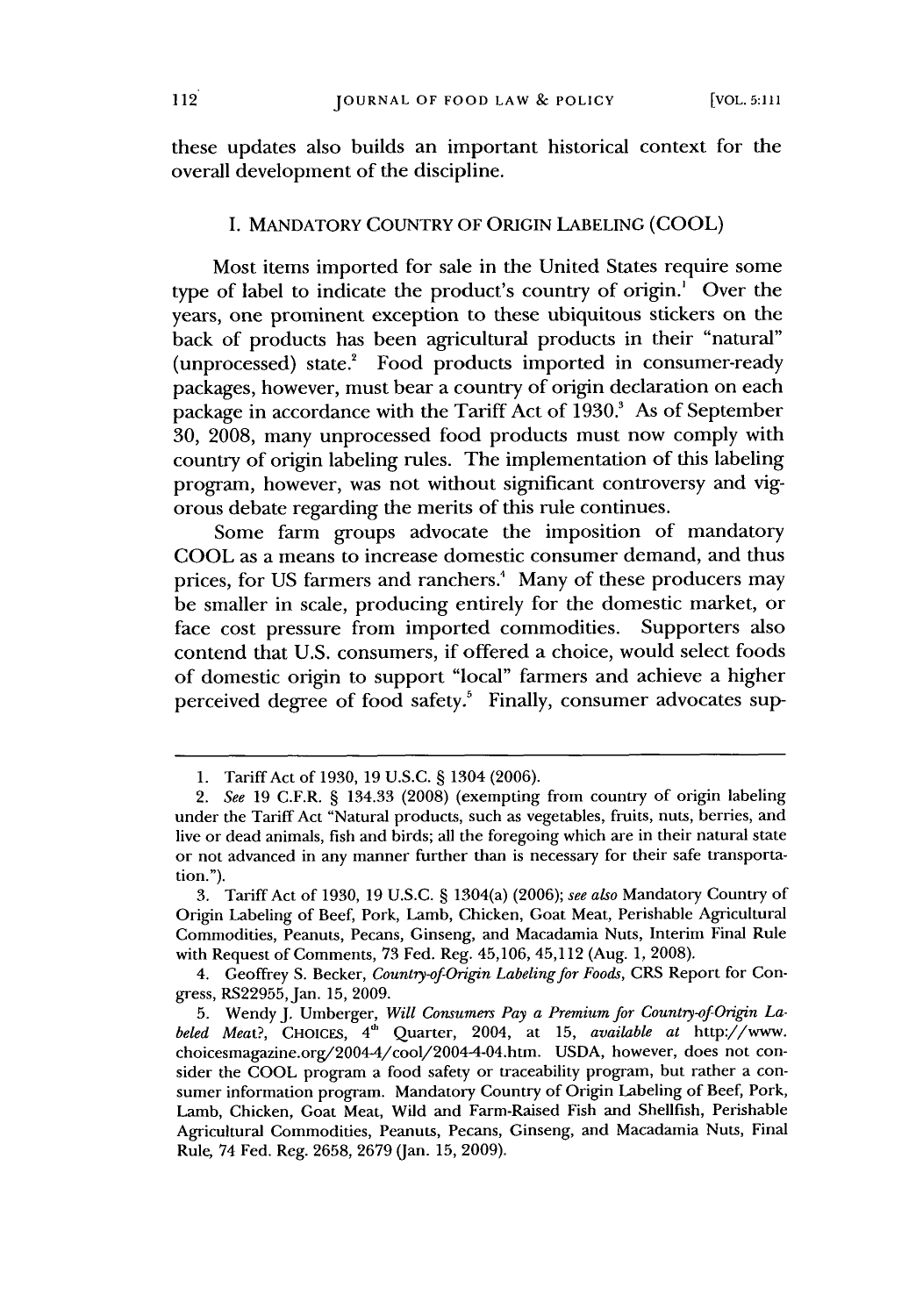these updates also builds an important historical context for the overall development of the discipline.

## I. MANDATORY COUNTRY OF ORIGIN LABELING (COOL)

Most items imported for sale in the United States require some type of label to indicate the product's country of origin.[1] Over the years, one prominent exception to these ubiquitous stickers on the back of products has been agricultural products in their "natural" (unprocessed) state.[2] Food products imported in consumer-ready packages, however, must bear a country of origin declaration on each package in accordance with the Tariff Act of 1930.[3] As of September 30, 2008, many unprocessed food products must now comply with country of origin labeling rules. The implementation of this labeling program, however, was not without significant controversy and vigorous debate regarding the merits of this rule continues.

Some farm groups advocate the imposition of mandatory COOL as a means to increase domestic consumer demand, and thus prices, for US farmers and ranchers.[4] Many of these producers may be smaller in scale, producing entirely for the domestic market, or face cost pressure from imported commodities. Supporters also contend that U.S. consumers, if offered a choice, would select foods of domestic origin to support "local" farmers and achieve a higher perceived degree of food safety.[5] Finally, consumer advocates sup-

---

1. Tariff Act of 1930, 19 U.S.C. § 1304 (2006).

2. *See* 19 C.F.R. § 134.33 (2008) (exempting from country of origin labeling under the Tariff Act "Natural products, such as vegetables, fruits, nuts, berries, and live or dead animals, fish and birds; all the foregoing which are in their natural state or not advanced in any manner further than is necessary for their safe transportation.").

3. Tariff Act of 1930, 19 U.S.C. § 1304(a) (2006); *see also* Mandatory Country of Origin Labeling of Beef, Pork, Lamb, Chicken, Goat Meat, Perishable Agricultural Commodities, Peanuts, Pecans, Ginseng, and Macadamia Nuts, Interim Final Rule with Request of Comments, 73 Fed. Reg. 45,106, 45,112 (Aug. 1, 2008).

4. Geoffrey S. Becker, *Country-of-Origin Labeling for Foods*, CRS Report for Congress, RS22955, Jan. 15, 2009.

5. Wendy J. Umberger, *Will Consumers Pay a Premium for Country-of-Origin Labeled Meat?*, CHOICES, 4th Quarter, 2004, at 15, *available at* http://www.choicesmagazine.org/2004-4/cool/2004-4-04.htm. USDA, however, does not consider the COOL program a food safety or traceability program, but rather a consumer information program. Mandatory Country of Origin Labeling of Beef, Pork, Lamb, Chicken, Goat Meat, Wild and Farm-Raised Fish and Shellfish, Perishable Agricultural Commodities, Peanuts, Pecans, Ginseng, and Macadamia Nuts, Final Rule, 74 Fed. Reg. 2658, 2679 (Jan. 15, 2009).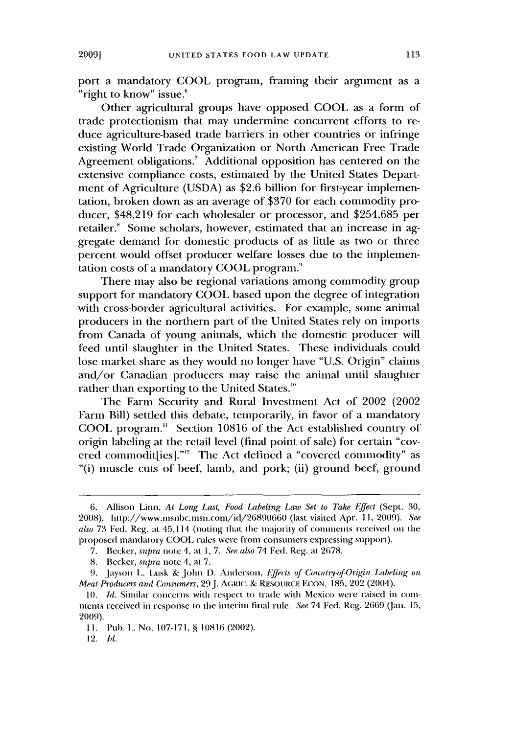port a mandatory COOL program, framing their argument as a "right to know" issue.[6]

Other agricultural groups have opposed COOL as a form of trade protectionism that may undermine concurrent efforts to reduce agriculture-based trade barriers in other countries or infringe existing World Trade Organization or North American Free Trade Agreement obligations.[7] Additional opposition has centered on the extensive compliance costs, estimated by the United States Department of Agriculture (USDA) as $2.6 billion for first-year implementation, broken down as an average of $370 for each commodity producer, $48,219 for each wholesaler or processor, and $254,685 per retailer.[8] Some scholars, however, estimated that an increase in aggregate demand for domestic products of as little as two or three percent would offset producer welfare losses due to the implementation costs of a mandatory COOL program.[9]

There may also be regional variations among commodity group support for mandatory COOL based upon the degree of integration with cross-border agricultural activities. For example, some animal producers in the northern part of the United States rely on imports from Canada of young animals, which the domestic producer will feed until slaughter in the United States. These individuals could lose market share as they would no longer have "U.S. Origin" claims and/or Canadian producers may raise the animal until slaughter rather than exporting to the United States.[10]

The Farm Security and Rural Investment Act of 2002 (2002 Farm Bill) settled this debate, temporarily, in favor of a mandatory COOL program.[11] Section 10816 of the Act established country of origin labeling at the retail level (final point of sale) for certain "covered commodit[ies]."[12] The Act defined a "covered commodity" as "(i) muscle cuts of beef, lamb, and pork; (ii) ground beef, ground

---

6. Allison Linn, *At Long Last, Food Labeling Law Set to Take Effect* (Sept. 30, 2008), http://www.msnbc.msn.com/id/26890660 (last visited Apr. 11, 2009). *See also* 73 Fed. Reg. at 45,114 (noting that the majority of comments received on the proposed mandatory COOL rules were from consumers expressing support).

7. Becker, *supra* note 4, at 1, 7. *See also* 74 Fed. Reg. at 2678.

8. Becker, *supra* note 4, at 7.

9. Jayson L. Lusk & John D. Anderson, *Effects of Country-of-Origin Labeling on Meat Producers and Consumers*, 29 J. AGRIC. & RESOURCE ECON. 185, 202 (2004).

10. *Id.* Similar concerns with respect to trade with Mexico were raised in comments received in response to the interim final rule. *See* 74 Fed. Reg. 2669 (Jan. 15, 2009).

11. Pub. L. No. 107-171, § 10816 (2002).

12. *Id.*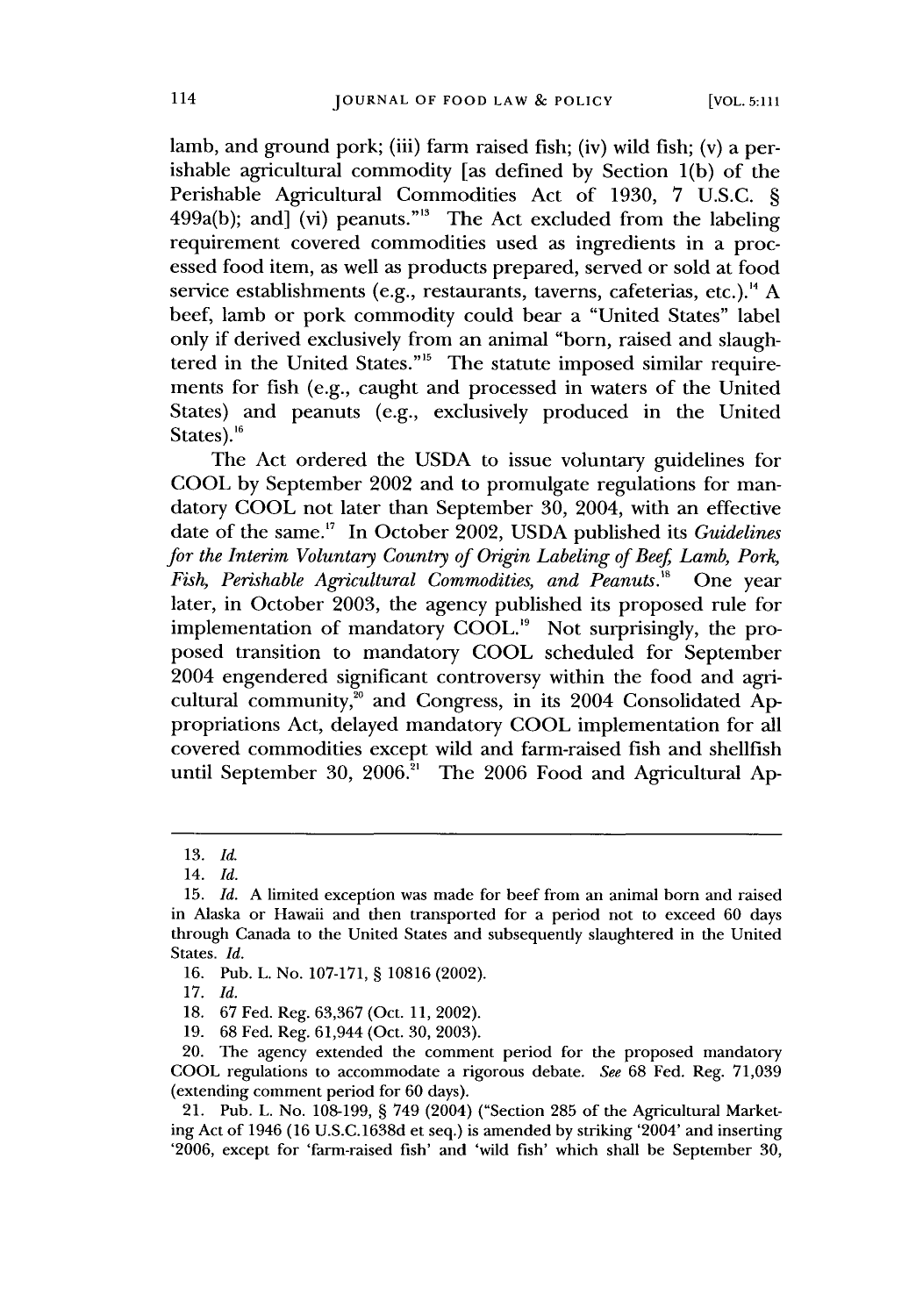lamb, and ground pork; (iii) farm raised fish; (iv) wild fish; (v) a perishable agricultural commodity [as defined by Section 1(b) of the Perishable Agricultural Commodities Act of 1930, 7 U.S.C. § 499a(b); and] (vi) peanuts."[13] The Act excluded from the labeling requirement covered commodities used as ingredients in a processed food item, as well as products prepared, served or sold at food service establishments (e.g., restaurants, taverns, cafeterias, etc.).[14] A beef, lamb or pork commodity could bear a "United States" label only if derived exclusively from an animal "born, raised and slaughtered in the United States."[15] The statute imposed similar requirements for fish (e.g., caught and processed in waters of the United States) and peanuts (e.g., exclusively produced in the United States).[16]

The Act ordered the USDA to issue voluntary guidelines for COOL by September 2002 and to promulgate regulations for mandatory COOL not later than September 30, 2004, with an effective date of the same.[17] In October 2002, USDA published its *Guidelines for the Interim Voluntary Country of Origin Labeling of Beef, Lamb, Pork, Fish, Perishable Agricultural Commodities, and Peanuts.*[18] One year later, in October 2003, the agency published its proposed rule for implementation of mandatory COOL.[19] Not surprisingly, the proposed transition to mandatory COOL scheduled for September 2004 engendered significant controversy within the food and agricultural community,[20] and Congress, in its 2004 Consolidated Appropriations Act, delayed mandatory COOL implementation for all covered commodities except wild and farm-raised fish and shellfish until September 30, 2006.[21] The 2006 Food and Agricultural Ap-

---

13. *Id.*

14. *Id.*

15. *Id.* A limited exception was made for beef from an animal born and raised in Alaska or Hawaii and then transported for a period not to exceed 60 days through Canada to the United States and subsequently slaughtered in the United States. *Id.*

16. Pub. L. No. 107-171, § 10816 (2002).

17. *Id.*

18. 67 Fed. Reg. 63,367 (Oct. 11, 2002).

19. 68 Fed. Reg. 61,944 (Oct. 30, 2003).

20. The agency extended the comment period for the proposed mandatory COOL regulations to accommodate a rigorous debate. *See* 68 Fed. Reg. 71,039 (extending comment period for 60 days).

21. Pub. L. No. 108-199, § 749 (2004) ("Section 285 of the Agricultural Marketing Act of 1946 (16 U.S.C.1638d et seq.) is amended by striking '2004' and inserting '2006, except for 'farm-raised fish' and 'wild fish' which shall be September 30,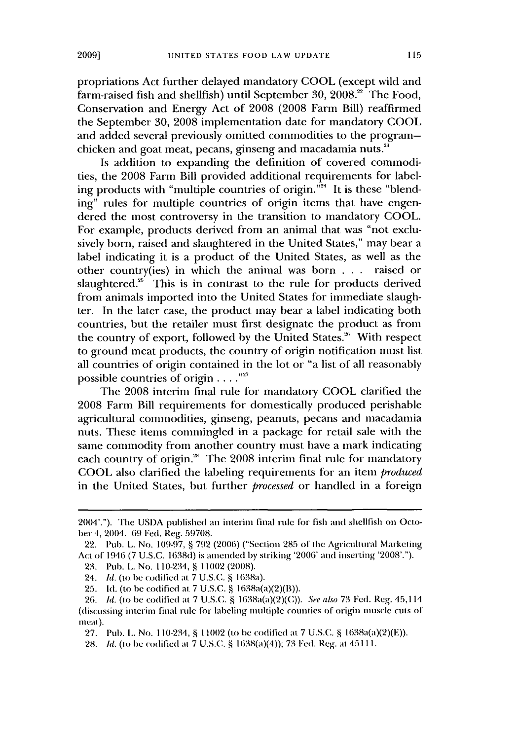propriations Act further delayed mandatory COOL (except wild and farm-raised fish and shellfish) until September 30, 2008.[22] The Food, Conservation and Energy Act of 2008 (2008 Farm Bill) reaffirmed the September 30, 2008 implementation date for mandatory COOL and added several previously omitted commodities to the program—chicken and goat meat, pecans, ginseng and macadamia nuts.[23]

Is addition to expanding the definition of covered commodities, the 2008 Farm Bill provided additional requirements for labeling products with "multiple countries of origin."[24] It is these "blending" rules for multiple countries of origin items that have engendered the most controversy in the transition to mandatory COOL. For example, products derived from an animal that was "not exclusively born, raised and slaughtered in the United States," may bear a label indicating it is a product of the United States, as well as the other country(ies) in which the animal was born . . . raised or slaughtered.[25] This is in contrast to the rule for products derived from animals imported into the United States for immediate slaughter. In the later case, the product may bear a label indicating both countries, but the retailer must first designate the product as from the country of export, followed by the United States.[26] With respect to ground meat products, the country of origin notification must list all countries of origin contained in the lot or "a list of all reasonably possible countries of origin . . . ."[27]

The 2008 interim final rule for mandatory COOL clarified the 2008 Farm Bill requirements for domestically produced perishable agricultural commodities, ginseng, peanuts, pecans and macadamia nuts. These items commingled in a package for retail sale with the same commodity from another country must have a mark indicating each country of origin.[28] The 2008 interim final rule for mandatory COOL also clarified the labeling requirements for an item *produced* in the United States, but further *processed* or handled in a foreign

---

2004'."). The USDA published an interim final rule for fish and shellfish on October 4, 2004. 69 Fed. Reg. 59708.

22. Pub. L. No. 109-97, § 792 (2006) ("Section 285 of the Agricultural Marketing Act of 1946 (7 U.S.C. 1638d) is amended by striking '2006' and inserting '2008'.").

23. Pub. L. No. 110-234, § 11002 (2008).

24. *Id.* (to be codified at 7 U.S.C. § 1638a).

25. Id. (to be codified at 7 U.S.C. § 1638a(a)(2)(B)).

26. *Id.* (to be codified at 7 U.S.C. § 1638a(a)(2)(C)). *See also* 73 Fed. Reg. 45,114 (discussing interim final rule for labeling multiple counties of origin muscle cuts of meat).

27. Pub. L. No. 110-234, § 11002 (to be codified at 7 U.S.C. § 1638a(a)(2)(E)).

28. *Id.* (to be codified at 7 U.S.C. § 1638(a)(4)); 73 Fed. Reg. at 45111.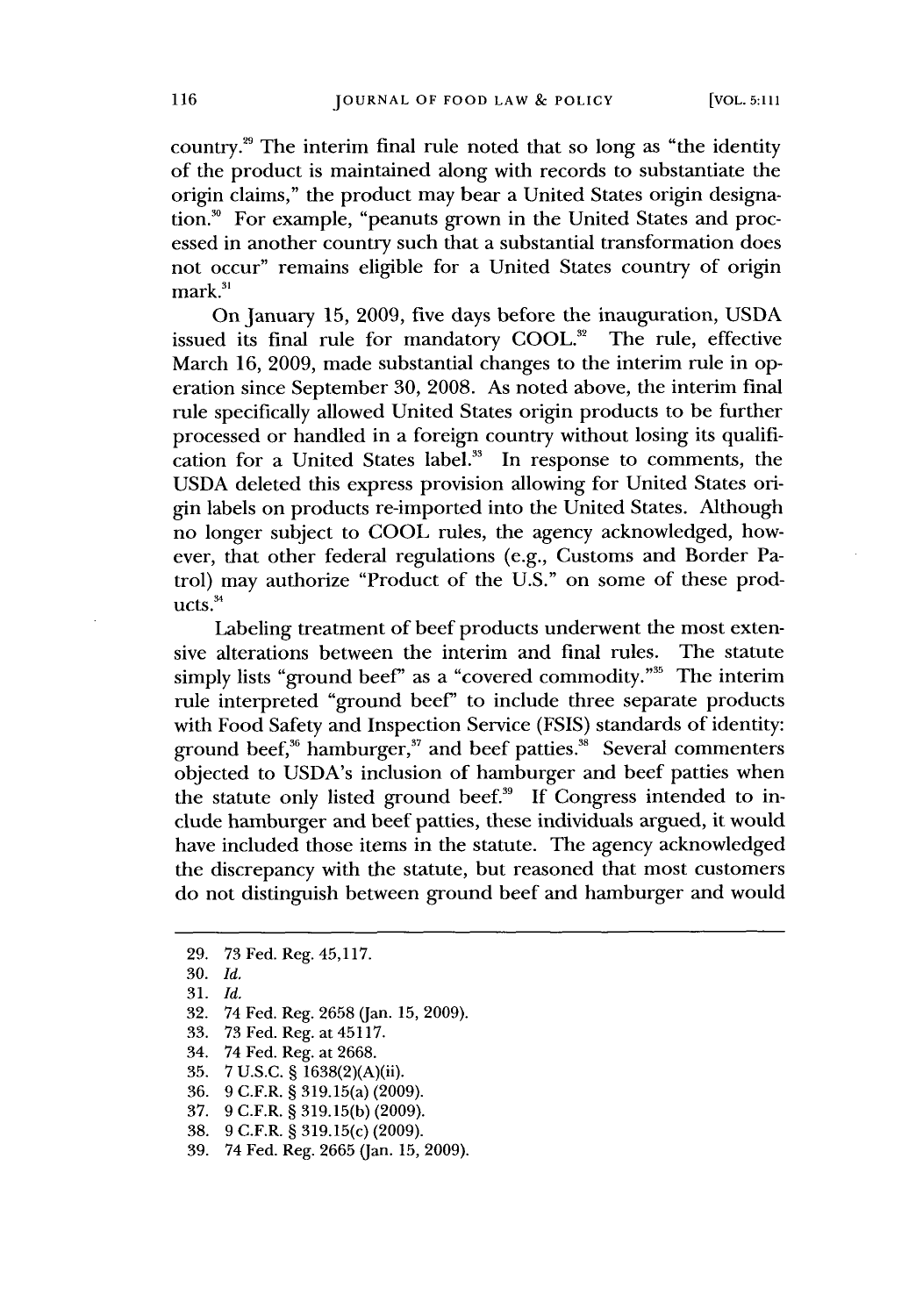country.[29] The interim final rule noted that so long as "the identity of the product is maintained along with records to substantiate the origin claims," the product may bear a United States origin designation.[30] For example, "peanuts grown in the United States and processed in another country such that a substantial transformation does not occur" remains eligible for a United States country of origin mark.[31]

On January 15, 2009, five days before the inauguration, USDA issued its final rule for mandatory COOL.[32] The rule, effective March 16, 2009, made substantial changes to the interim rule in operation since September 30, 2008. As noted above, the interim final rule specifically allowed United States origin products to be further processed or handled in a foreign country without losing its qualification for a United States label.[33] In response to comments, the USDA deleted this express provision allowing for United States origin labels on products re-imported into the United States. Although no longer subject to COOL rules, the agency acknowledged, however, that other federal regulations (e.g., Customs and Border Patrol) may authorize "Product of the U.S." on some of these products.[34]

Labeling treatment of beef products underwent the most extensive alterations between the interim and final rules. The statute simply lists "ground beef" as a "covered commodity."[35] The interim rule interpreted "ground beef" to include three separate products with Food Safety and Inspection Service (FSIS) standards of identity: ground beef,[36] hamburger,[37] and beef patties.[38] Several commenters objected to USDA's inclusion of hamburger and beef patties when the statute only listed ground beef.[39] If Congress intended to include hamburger and beef patties, these individuals argued, it would have included those items in the statute. The agency acknowledged the discrepancy with the statute, but reasoned that most customers do not distinguish between ground beef and hamburger and would

---

29. 73 Fed. Reg. 45,117.
30. *Id.*
31. *Id.*
32. 74 Fed. Reg. 2658 (Jan. 15, 2009).
33. 73 Fed. Reg. at 45117.
34. 74 Fed. Reg. at 2668.
35. 7 U.S.C. § 1638(2)(A)(ii).
36. 9 C.F.R. § 319.15(a) (2009).
37. 9 C.F.R. § 319.15(b) (2009).
38. 9 C.F.R. § 319.15(c) (2009).
39. 74 Fed. Reg. 2665 (Jan. 15, 2009).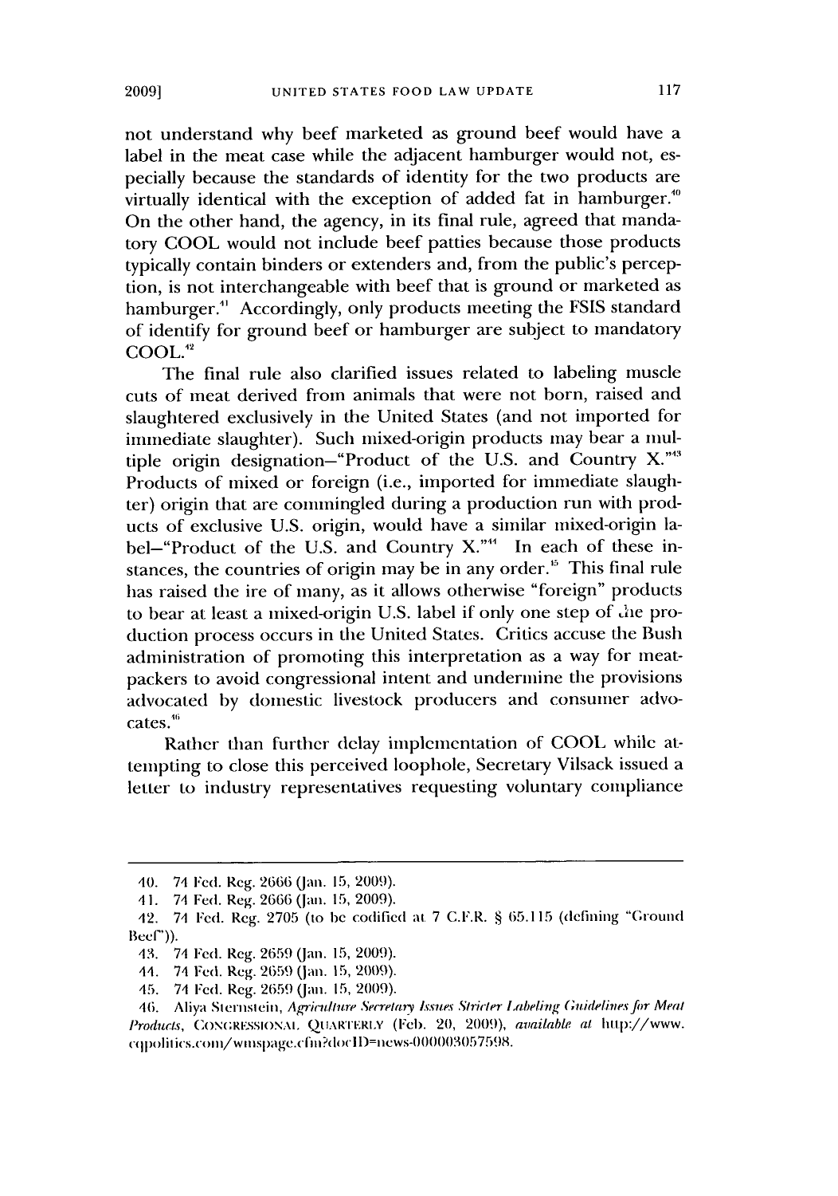not understand why beef marketed as ground beef would have a label in the meat case while the adjacent hamburger would not, especially because the standards of identity for the two products are virtually identical with the exception of added fat in hamburger.[40] On the other hand, the agency, in its final rule, agreed that mandatory COOL would not include beef patties because those products typically contain binders or extenders and, from the public's perception, is not interchangeable with beef that is ground or marketed as hamburger.[41] Accordingly, only products meeting the FSIS standard of identify for ground beef or hamburger are subject to mandatory COOL.[42]

The final rule also clarified issues related to labeling muscle cuts of meat derived from animals that were not born, raised and slaughtered exclusively in the United States (and not imported for immediate slaughter). Such mixed-origin products may bear a multiple origin designation–"Product of the U.S. and Country X."[43] Products of mixed or foreign (i.e., imported for immediate slaughter) origin that are commingled during a production run with products of exclusive U.S. origin, would have a similar mixed-origin label–"Product of the U.S. and Country X."[44] In each of these instances, the countries of origin may be in any order.[45] This final rule has raised the ire of many, as it allows otherwise "foreign" products to bear at least a mixed-origin U.S. label if only one step of the production process occurs in the United States. Critics accuse the Bush administration of promoting this interpretation as a way for meatpackers to avoid congressional intent and undermine the provisions advocated by domestic livestock producers and consumer advocates.[46]

Rather than further delay implementation of COOL while attempting to close this perceived loophole, Secretary Vilsack issued a letter to industry representatives requesting voluntary compliance

---

40. 74 Fed. Reg. 2666 (Jan. 15, 2009).

41. 74 Fed. Reg. 2666 (Jan. 15, 2009).

42. 74 Fed. Reg. 2705 (to be codified at 7 C.F.R. § 65.115 (defining "Ground Beef")).

43. 74 Fed. Reg. 2659 (Jan. 15, 2009).

44. 74 Fed. Reg. 2659 (Jan. 15, 2009).

45. 74 Fed. Reg. 2659 (Jan. 15, 2009).

46. Aliya Sternstein, *Agriculture Secretary Issues Stricter Labeling Guidelines for Meat Products*, CONGRESSIONAL QUARTERLY (Feb. 20, 2009), *available at* http://www.cqpolitics.com/wmspage.cfm?docID=news-000003057598.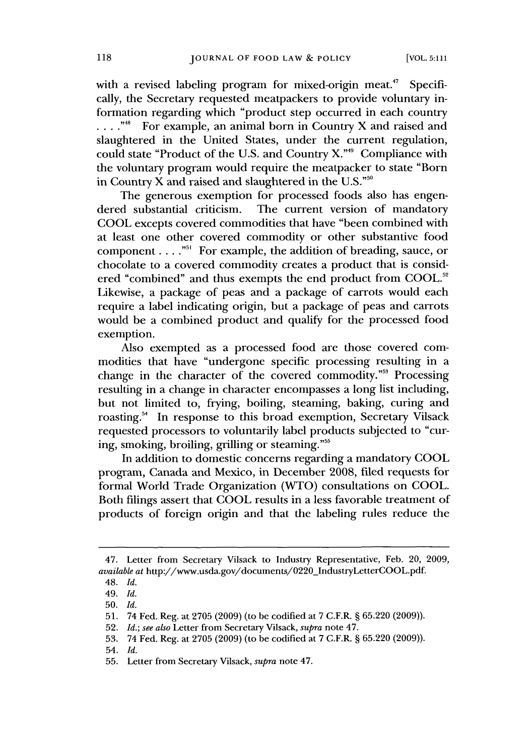with a revised labeling program for mixed-origin meat.[47] Specifically, the Secretary requested meatpackers to provide voluntary information regarding which "product step occurred in each country . . . ."[48] For example, an animal born in Country X and raised and slaughtered in the United States, under the current regulation, could state "Product of the U.S. and Country X."[49] Compliance with the voluntary program would require the meatpacker to state "Born in Country X and raised and slaughtered in the U.S."[50]

The generous exemption for processed foods also has engendered substantial criticism. The current version of mandatory COOL excepts covered commodities that have "been combined with at least one other covered commodity or other substantive food component . . . ."[51] For example, the addition of breading, sauce, or chocolate to a covered commodity creates a product that is considered "combined" and thus exempts the end product from COOL.[52] Likewise, a package of peas and a package of carrots would each require a label indicating origin, but a package of peas and carrots would be a combined product and qualify for the processed food exemption.

Also exempted as a processed food are those covered commodities that have "undergone specific processing resulting in a change in the character of the covered commodity."[53] Processing resulting in a change in character encompasses a long list including, but not limited to, frying, boiling, steaming, baking, curing and roasting.[54] In response to this broad exemption, Secretary Vilsack requested processors to voluntarily label products subjected to "curing, smoking, broiling, grilling or steaming."[55]

In addition to domestic concerns regarding a mandatory COOL program, Canada and Mexico, in December 2008, filed requests for formal World Trade Organization (WTO) consultations on COOL. Both filings assert that COOL results in a less favorable treatment of products of foreign origin and that the labeling rules reduce the

---

47. Letter from Secretary Vilsack to Industry Representative, Feb. 20, 2009, *available at* http://www.usda.gov/documents/0220_IndustryLetterCOOL.pdf.

48. *Id.*

49. *Id.*

50. *Id.*

51. 74 Fed. Reg. at 2705 (2009) (to be codified at 7 C.F.R. § 65.220 (2009)).

52. *Id.*; *see also* Letter from Secretary Vilsack, *supra* note 47.

53. 74 Fed. Reg. at 2705 (2009) (to be codified at 7 C.F.R. § 65.220 (2009)).

54. *Id.*

55. Letter from Secretary Vilsack, *supra* note 47.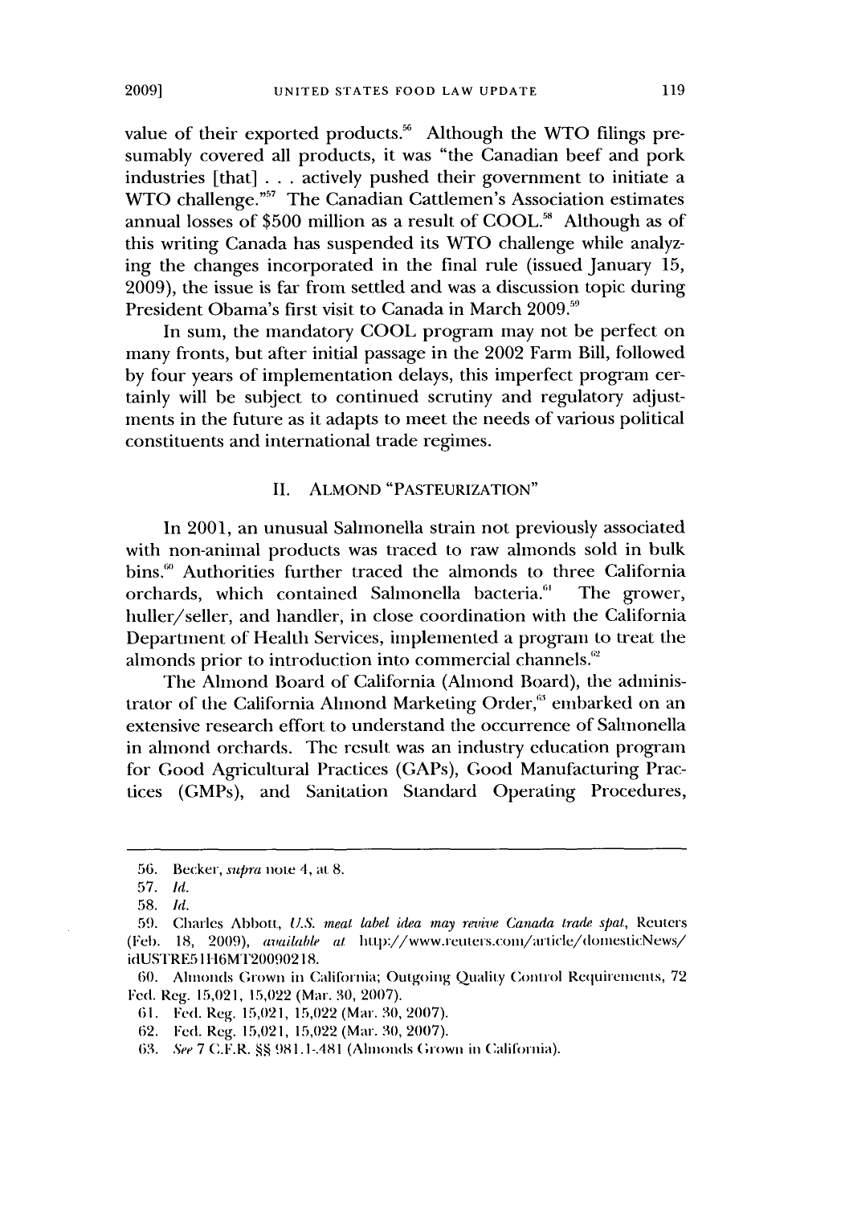value of their exported products.[56] Although the WTO filings presumably covered all products, it was "the Canadian beef and pork industries [that] . . . actively pushed their government to initiate a WTO challenge."[57] The Canadian Cattlemen's Association estimates annual losses of $500 million as a result of COOL.[58] Although as of this writing Canada has suspended its WTO challenge while analyzing the changes incorporated in the final rule (issued January 15, 2009), the issue is far from settled and was a discussion topic during President Obama's first visit to Canada in March 2009.[59]

In sum, the mandatory COOL program may not be perfect on many fronts, but after initial passage in the 2002 Farm Bill, followed by four years of implementation delays, this imperfect program certainly will be subject to continued scrutiny and regulatory adjustments in the future as it adapts to meet the needs of various political constituents and international trade regimes.

## II. ALMOND "PASTEURIZATION"

In 2001, an unusual Salmonella strain not previously associated with non-animal products was traced to raw almonds sold in bulk bins.[60] Authorities further traced the almonds to three California orchards, which contained Salmonella bacteria.[61] The grower, huller/seller, and handler, in close coordination with the California Department of Health Services, implemented a program to treat the almonds prior to introduction into commercial channels.[62]

The Almond Board of California (Almond Board), the administrator of the California Almond Marketing Order,[63] embarked on an extensive research effort to understand the occurrence of Salmonella in almond orchards. The result was an industry education program for Good Agricultural Practices (GAPs), Good Manufacturing Practices (GMPs), and Sanitation Standard Operating Procedures,

---

56. Becker, *supra* note 4, at 8.

57. *Id.*

58. *Id.*

59. Charles Abbott, *U.S. meat label idea may revive Canada trade spat*, Reuters (Feb. 18, 2009), *available at* http://www.reuters.com/article/domesticNews/idUSTRE51H6MT20090218.

60. Almonds Grown in California; Outgoing Quality Control Requirements, 72 Fed. Reg. 15,021, 15,022 (Mar. 30, 2007).

61. Fed. Reg. 15,021, 15,022 (Mar. 30, 2007).

62. Fed. Reg. 15,021, 15,022 (Mar. 30, 2007).

63. *See* 7 C.F.R. §§ 981.1-.481 (Almonds Grown in California).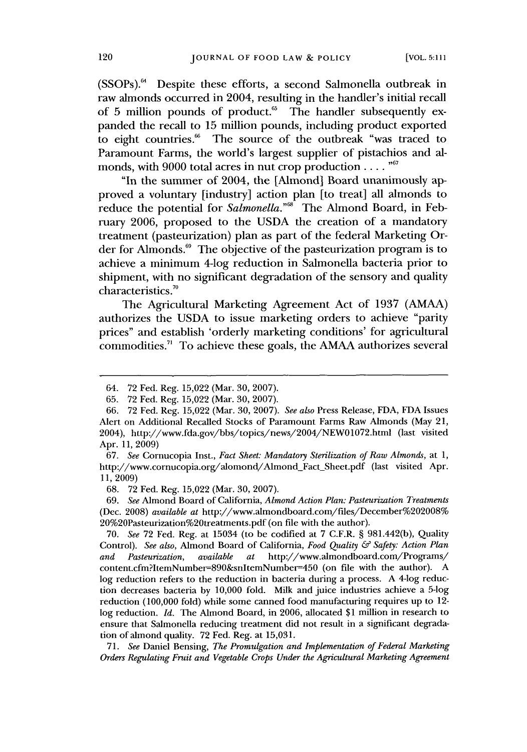(SSOPs).[64] Despite these efforts, a second Salmonella outbreak in raw almonds occurred in 2004, resulting in the handler's initial recall of 5 million pounds of product.[65] The handler subsequently expanded the recall to 15 million pounds, including product exported to eight countries.[66] The source of the outbreak "was traced to Paramount Farms, the world's largest supplier of pistachios and almonds, with 9000 total acres in nut crop production . . . ."[67]

"In the summer of 2004, the [Almond] Board unanimously approved a voluntary [industry] action plan [to treat] all almonds to reduce the potential for *Salmonella*."[68] The Almond Board, in February 2006, proposed to the USDA the creation of a mandatory treatment (pasteurization) plan as part of the federal Marketing Order for Almonds.[69] The objective of the pasteurization program is to achieve a minimum 4-log reduction in Salmonella bacteria prior to shipment, with no significant degradation of the sensory and quality characteristics.[70]

The Agricultural Marketing Agreement Act of 1937 (AMAA) authorizes the USDA to issue marketing orders to achieve "parity prices" and establish 'orderly marketing conditions' for agricultural commodities.[71] To achieve these goals, the AMAA authorizes several

---

64. 72 Fed. Reg. 15,022 (Mar. 30, 2007).

65. 72 Fed. Reg. 15,022 (Mar. 30, 2007).

66. 72 Fed. Reg. 15,022 (Mar. 30, 2007). *See also* Press Release, FDA, FDA Issues Alert on Additional Recalled Stocks of Paramount Farms Raw Almonds (May 21, 2004), http://www.fda.gov/bbs/topics/news/2004/NEW01072.html (last visited Apr. 11, 2009)

67. *See* Cornucopia Inst., *Fact Sheet: Mandatory Sterilization of Raw Almonds*, at 1, http://www.cornucopia.org/alomond/Almond_Fact_Sheet.pdf (last visited Apr. 11, 2009)

68. 72 Fed. Reg. 15,022 (Mar. 30, 2007).

69. *See* Almond Board of California, *Almond Action Plan: Pasteurization Treatments* (Dec. 2008) *available at* http://www.almondboard.com/files/December%202008%20%20Pasteurization%20treatments.pdf (on file with the author).

70. *See* 72 Fed. Reg. at 15034 (to be codified at 7 C.F.R. § 981.442(b), Quality Control). *See also*, Almond Board of California, *Food Quality & Safety: Action Plan and Pasteurization*, *available at* http://www.almondboard.com/Programs/content.cfm?ItemNumber=890&snItemNumber=450 (on file with the author). A log reduction refers to the reduction in bacteria during a process. A 4-log reduction decreases bacteria by 10,000 fold. Milk and juice industries achieve a 5-log reduction (100,000 fold) while some canned food manufacturing requires up to 12-log reduction. *Id.* The Almond Board, in 2006, allocated $1 million in research to ensure that Salmonella reducing treatment did not result in a significant degradation of almond quality. 72 Fed. Reg. at 15,031.

71. *See* Daniel Bensing, *The Promulgation and Implementation of Federal Marketing Orders Regulating Fruit and Vegetable Crops Under the Agricultural Marketing Agreement*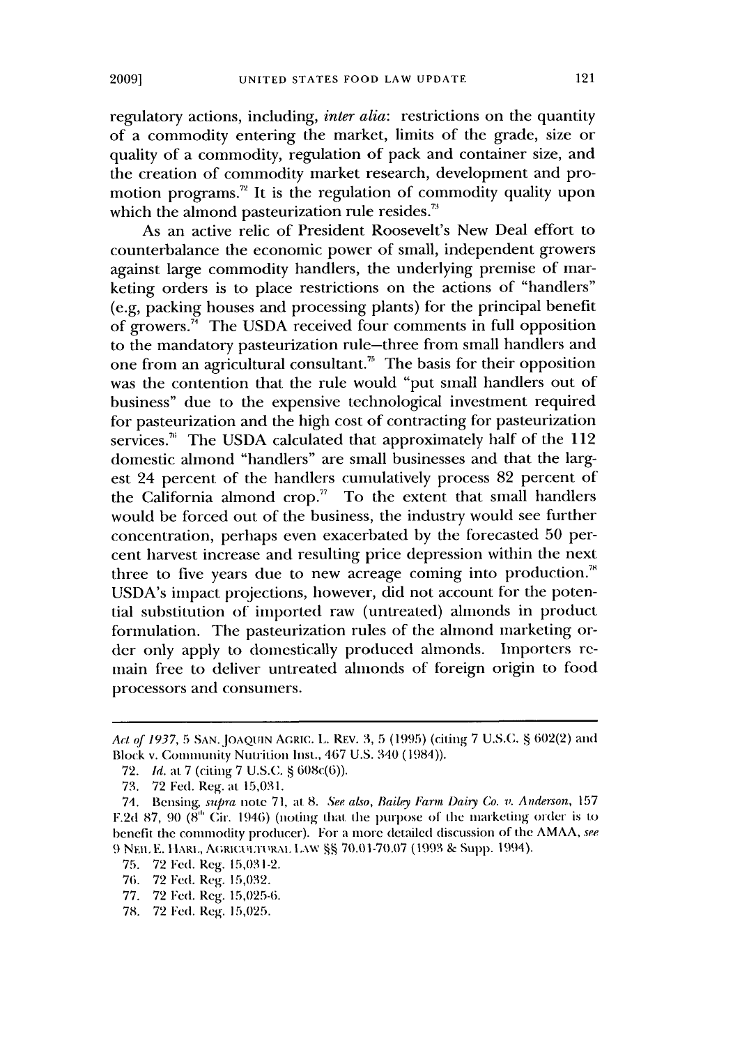regulatory actions, including, *inter alia*: restrictions on the quantity of a commodity entering the market, limits of the grade, size or quality of a commodity, regulation of pack and container size, and the creation of commodity market research, development and promotion programs.[72] It is the regulation of commodity quality upon which the almond pasteurization rule resides.[73]

As an active relic of President Roosevelt's New Deal effort to counterbalance the economic power of small, independent growers against large commodity handlers, the underlying premise of marketing orders is to place restrictions on the actions of "handlers" (e.g, packing houses and processing plants) for the principal benefit of growers.[74] The USDA received four comments in full opposition to the mandatory pasteurization rule–three from small handlers and one from an agricultural consultant.[75] The basis for their opposition was the contention that the rule would "put small handlers out of business" due to the expensive technological investment required for pasteurization and the high cost of contracting for pasteurization services.[76] The USDA calculated that approximately half of the 112 domestic almond "handlers" are small businesses and that the largest 24 percent of the handlers cumulatively process 82 percent of the California almond crop.[77] To the extent that small handlers would be forced out of the business, the industry would see further concentration, perhaps even exacerbated by the forecasted 50 percent harvest increase and resulting price depression within the next three to five years due to new acreage coming into production.[78] USDA's impact projections, however, did not account for the potential substitution of imported raw (untreated) almonds in product formulation. The pasteurization rules of the almond marketing order only apply to domestically produced almonds. Importers remain free to deliver untreated almonds of foreign origin to food processors and consumers.

---

*Act of 1937*, 5 SAN. JOAQUIN AGRIC. L. REV. 3, 5 (1995) (citing 7 U.S.C. § 602(2) and Block v. Community Nutrition Inst., 467 U.S. 340 (1984)).

72. *Id.* at 7 (citing 7 U.S.C. § 608c(6)).

73. 72 Fed. Reg. at 15,031.

74. Bensing, *supra* note 71, at 8. *See also*, *Bailey Farm Dairy Co. v. Anderson*, 157 F.2d 87, 90 (8th Cir. 1946) (noting that the purpose of the marketing order is to benefit the commodity producer). For a more detailed discussion of the AMAA, *see* 9 NEIL E. HARL, AGRICULTURAL LAW §§ 70.01-70.07 (1993 & Supp. 1994).

75. 72 Fed. Reg. 15,031-2.

76. 72 Fed. Reg. 15,032.

77. 72 Fed. Reg. 15,025-6.

78. 72 Fed. Reg. 15,025.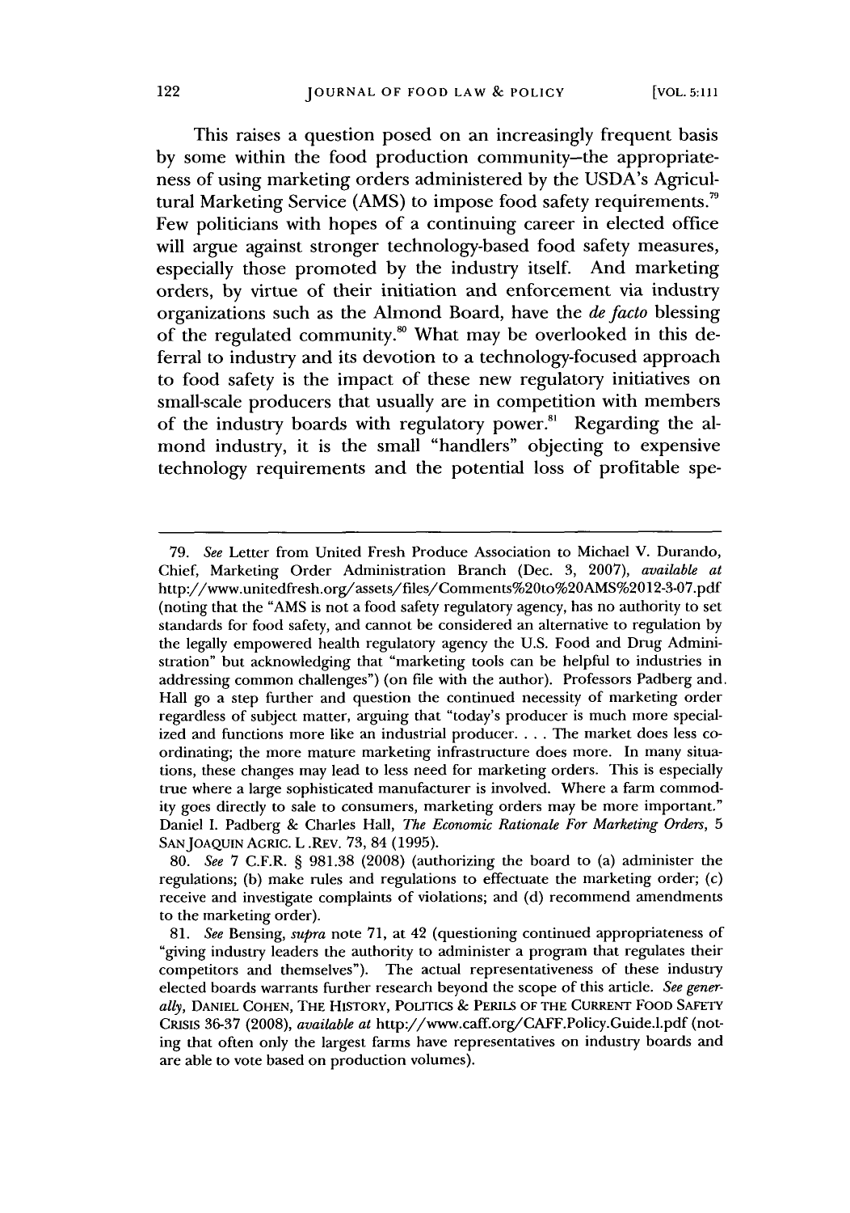This raises a question posed on an increasingly frequent basis by some within the food production community–the appropriateness of using marketing orders administered by the USDA's Agricultural Marketing Service (AMS) to impose food safety requirements.[79] Few politicians with hopes of a continuing career in elected office will argue against stronger technology-based food safety measures, especially those promoted by the industry itself. And marketing orders, by virtue of their initiation and enforcement via industry organizations such as the Almond Board, have the *de facto* blessing of the regulated community.[80] What may be overlooked in this deferral to industry and its devotion to a technology-focused approach to food safety is the impact of these new regulatory initiatives on small-scale producers that usually are in competition with members of the industry boards with regulatory power.[81] Regarding the almond industry, it is the small "handlers" objecting to expensive technology requirements and the potential loss of profitable spe-

---

79. *See* Letter from United Fresh Produce Association to Michael V. Durando, Chief, Marketing Order Administration Branch (Dec. 3, 2007), *available at* http://www.unitedfresh.org/assets/files/Comments%20to%20AMS%2012-3-07.pdf (noting that the "AMS is not a food safety regulatory agency, has no authority to set standards for food safety, and cannot be considered an alternative to regulation by the legally empowered health regulatory agency the U.S. Food and Drug Administration" but acknowledging that "marketing tools can be helpful to industries in addressing common challenges") (on file with the author). Professors Padberg and Hall go a step further and question the continued necessity of marketing order regardless of subject matter, arguing that "today's producer is much more specialized and functions more like an industrial producer. . . . The market does less coordinating; the more mature marketing infrastructure does more. In many situations, these changes may lead to less need for marketing orders. This is especially true where a large sophisticated manufacturer is involved. Where a farm commodity goes directly to sale to consumers, marketing orders may be more important." Daniel I. Padberg & Charles Hall, *The Economic Rationale For Marketing Orders*, 5 SAN JOAQUIN AGRIC. L.REV. 73, 84 (1995).

80. *See* 7 C.F.R. § 981.38 (2008) (authorizing the board to (a) administer the regulations; (b) make rules and regulations to effectuate the marketing order; (c) receive and investigate complaints of violations; and (d) recommend amendments to the marketing order).

81. *See* Bensing, *supra* note 71, at 42 (questioning continued appropriateness of "giving industry leaders the authority to administer a program that regulates their competitors and themselves"). The actual representativeness of these industry elected boards warrants further research beyond the scope of this article. *See generally*, DANIEL COHEN, THE HISTORY, POLITICS & PERILS OF THE CURRENT FOOD SAFETY CRISIS 36-37 (2008), *available at* http://www.caff.org/CAFF.Policy.Guide.1.pdf (noting that often only the largest farms have representatives on industry boards and are able to vote based on production volumes).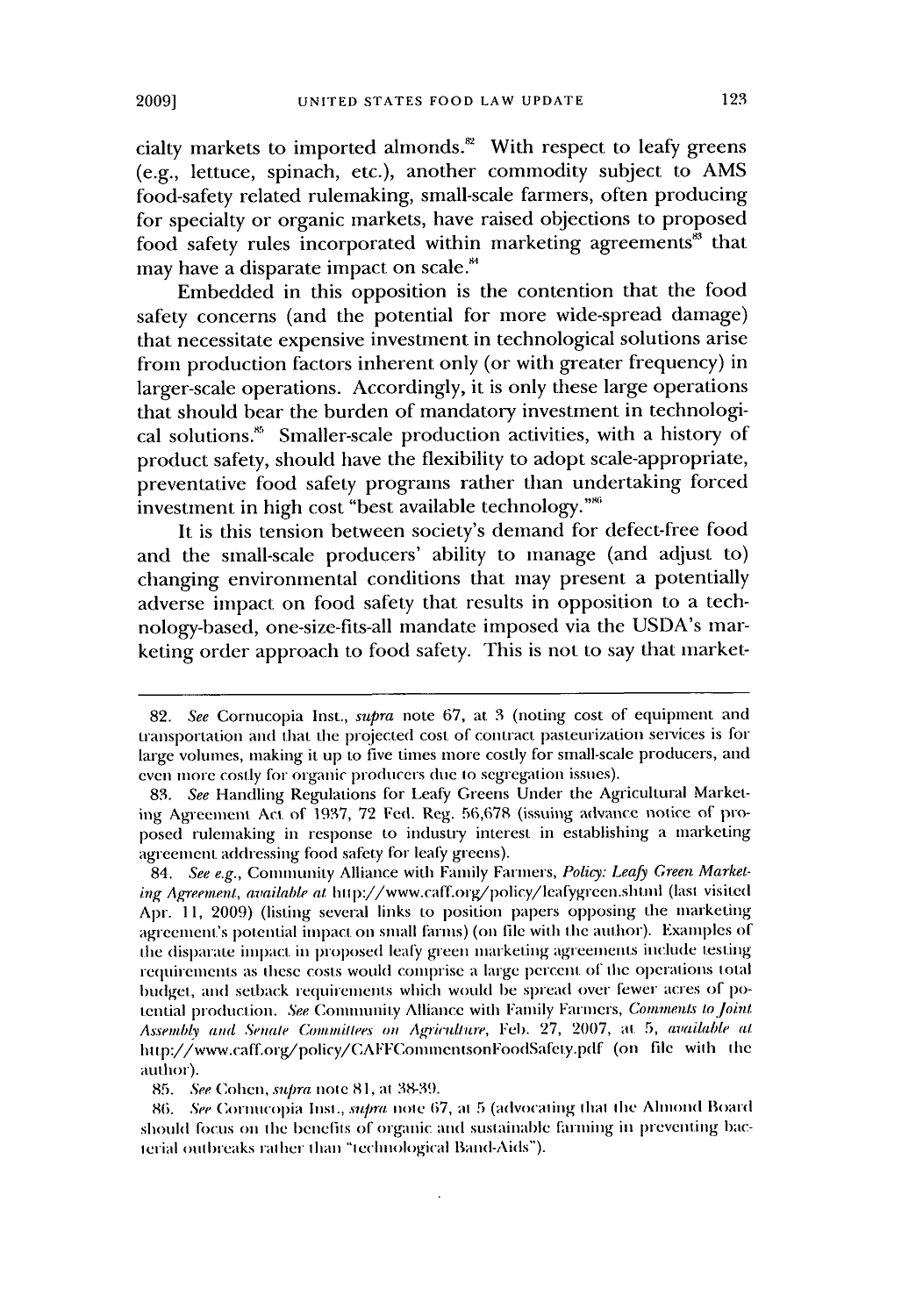cialty markets to imported almonds.[82] With respect to leafy greens (e.g., lettuce, spinach, etc.), another commodity subject to AMS food-safety related rulemaking, small-scale farmers, often producing for specialty or organic markets, have raised objections to proposed food safety rules incorporated within marketing agreements[83] that may have a disparate impact on scale.[84]

Embedded in this opposition is the contention that the food safety concerns (and the potential for more wide-spread damage) that necessitate expensive investment in technological solutions arise from production factors inherent only (or with greater frequency) in larger-scale operations. Accordingly, it is only these large operations that should bear the burden of mandatory investment in technological solutions.[85] Smaller-scale production activities, with a history of product safety, should have the flexibility to adopt scale-appropriate, preventative food safety programs rather than undertaking forced investment in high cost "best available technology."[86]

It is this tension between society's demand for defect-free food and the small-scale producers' ability to manage (and adjust to) changing environmental conditions that may present a potentially adverse impact on food safety that results in opposition to a technology-based, one-size-fits-all mandate imposed via the USDA's marketing order approach to food safety. This is not to say that market-

---

82. *See* Cornucopia Inst., *supra* note 67, at 3 (noting cost of equipment and transportation and that the projected cost of contract pasteurization services is for large volumes, making it up to five times more costly for small-scale producers, and even more costly for organic producers due to segregation issues).

83. *See* Handling Regulations for Leafy Greens Under the Agricultural Marketing Agreement Act of 1937, 72 Fed. Reg. 56,678 (issuing advance notice of proposed rulemaking in response to industry interest in establishing a marketing agreement addressing food safety for leafy greens).

84. *See e.g.*, Community Alliance with Family Farmers, *Policy: Leafy Green Marketing Agreement*, *available at* http://www.caff.org/policy/leafygreen.shtml (last visited Apr. 11, 2009) (listing several links to position papers opposing the marketing agreement's potential impact on small farms) (on file with the author). Examples of the disparate impact in proposed leafy green marketing agreements include testing requirements as these costs would comprise a large percent of the operations total budget, and setback requirements which would be spread over fewer acres of potential production. *See* Community Alliance with Family Farmers, *Comments to Joint Assembly and Senate Committees on Agriculture*, Feb. 27, 2007, at 5, *available at* http://www.caff.org/policy/CAFFCommentsonFoodSafety.pdf (on file with the author).

85. *See* Cohen, *supra* note 81, at 38-39.

86. *See* Cornucopia Inst., *supra* note 67, at 5 (advocating that the Almond Board should focus on the benefits of organic and sustainable farming in preventing bacterial outbreaks rather than "technological Band-Aids").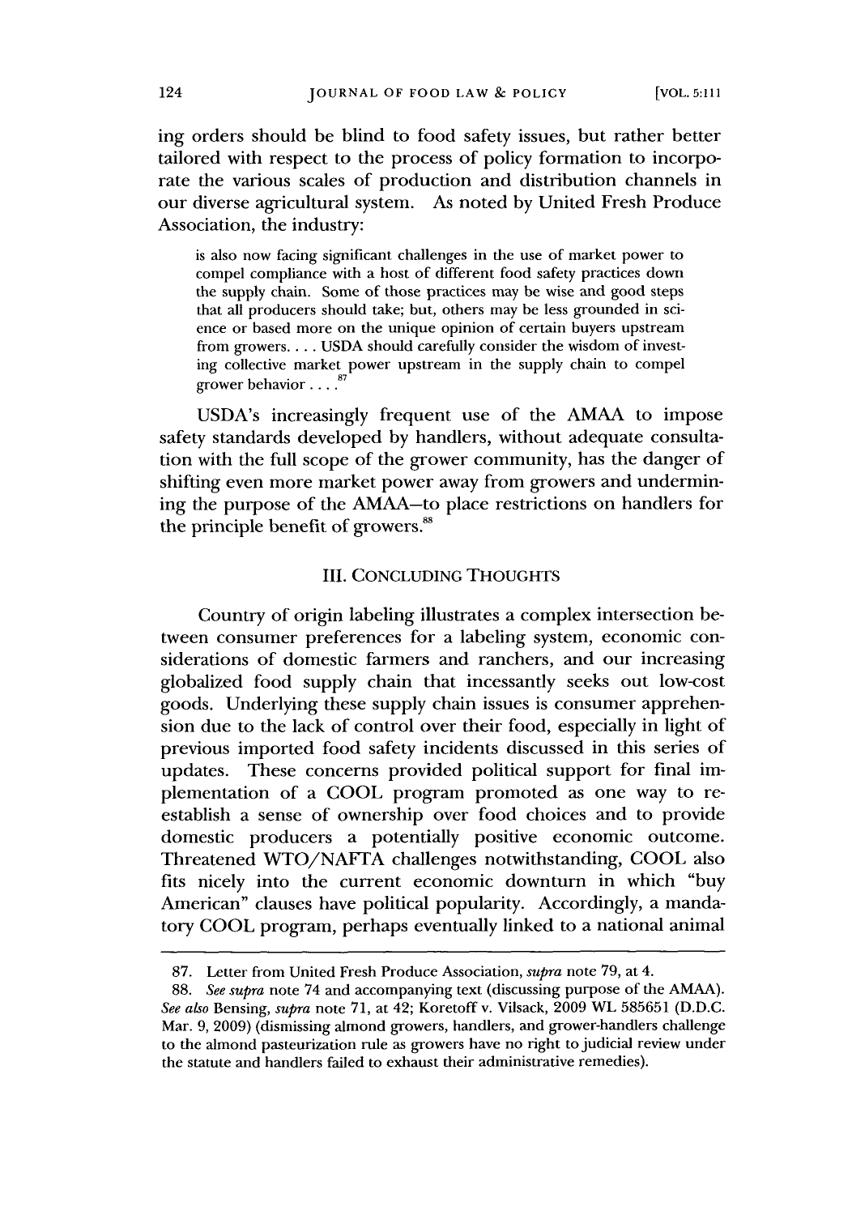ing orders should be blind to food safety issues, but rather better tailored with respect to the process of policy formation to incorporate the various scales of production and distribution channels in our diverse agricultural system. As noted by United Fresh Produce Association, the industry:

> is also now facing significant challenges in the use of market power to compel compliance with a host of different food safety practices down the supply chain. Some of those practices may be wise and good steps that all producers should take; but, others may be less grounded in science or based more on the unique opinion of certain buyers upstream from growers. . . . USDA should carefully consider the wisdom of investing collective market power upstream in the supply chain to compel grower behavior . . . .[87]

USDA's increasingly frequent use of the AMAA to impose safety standards developed by handlers, without adequate consultation with the full scope of the grower community, has the danger of shifting even more market power away from growers and undermining the purpose of the AMAA–to place restrictions on handlers for the principle benefit of growers.[88]

## III. CONCLUDING THOUGHTS

Country of origin labeling illustrates a complex intersection between consumer preferences for a labeling system, economic considerations of domestic farmers and ranchers, and our increasing globalized food supply chain that incessantly seeks out low-cost goods. Underlying these supply chain issues is consumer apprehension due to the lack of control over their food, especially in light of previous imported food safety incidents discussed in this series of updates. These concerns provided political support for final implementation of a COOL program promoted as one way to re-establish a sense of ownership over food choices and to provide domestic producers a potentially positive economic outcome. Threatened WTO/NAFTA challenges notwithstanding, COOL also fits nicely into the current economic downturn in which "buy American" clauses have political popularity. Accordingly, a mandatory COOL program, perhaps eventually linked to a national animal

---

87. Letter from United Fresh Produce Association, *supra* note 79, at 4.

88. *See supra* note 74 and accompanying text (discussing purpose of the AMAA). *See also* Bensing, *supra* note 71, at 42; Koretoff v. Vilsack, 2009 WL 585651 (D.D.C. Mar. 9, 2009) (dismissing almond growers, handlers, and grower-handlers challenge to the almond pasteurization rule as growers have no right to judicial review under the statute and handlers failed to exhaust their administrative remedies).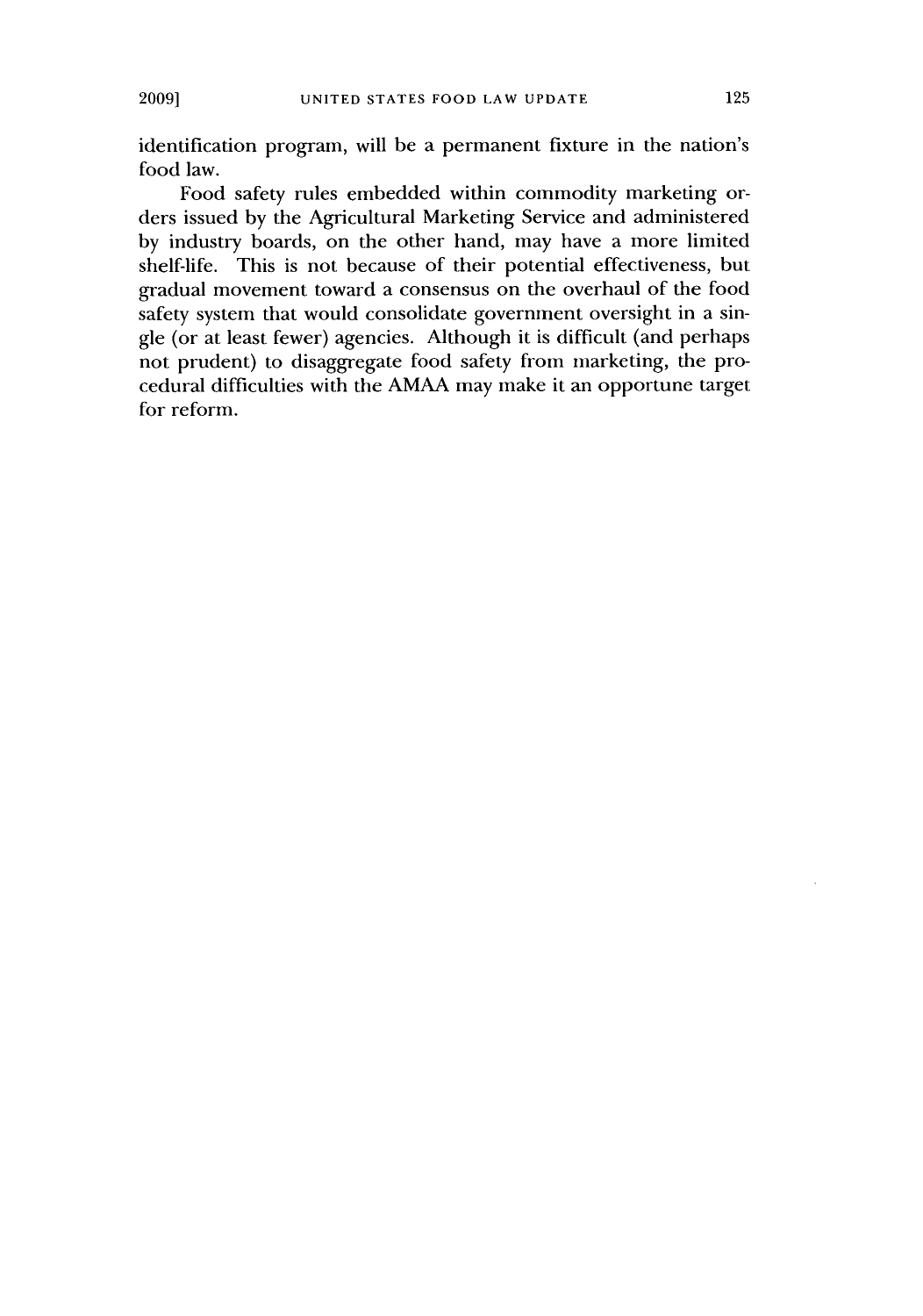identification program, will be a permanent fixture in the nation's food law.

Food safety rules embedded within commodity marketing orders issued by the Agricultural Marketing Service and administered by industry boards, on the other hand, may have a more limited shelf-life. This is not because of their potential effectiveness, but gradual movement toward a consensus on the overhaul of the food safety system that would consolidate government oversight in a single (or at least fewer) agencies. Although it is difficult (and perhaps not prudent) to disaggregate food safety from marketing, the procedural difficulties with the AMAA may make it an opportune target for reform.